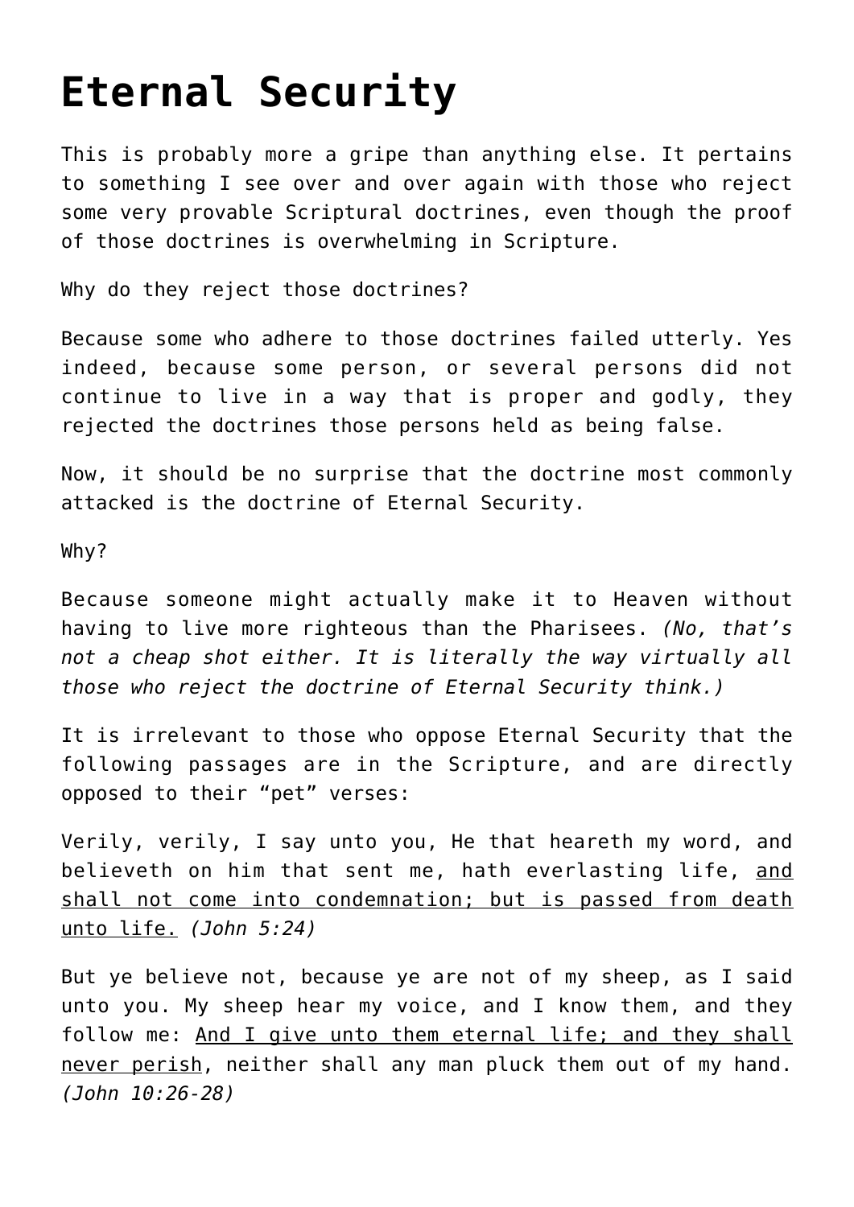# Eternal Security

This is probably more a gripe than anything else. It pertains to something I see over and over again with those who reject some very provable Scriptural doctrines, even though the proof of those doctrines is overwhelming in Scripture.

Why do they reject those doctrines?

Because some who adhere to those doctrines failed utterly. Yes indeed, because some person, or several persons did not continue to live in a way that is proper and godly, they rejected the doctrines those persons held as being false.

Now, it should be no surprise that the doctrine most commonly attacked is the doctrine of Eternal Security.

Why?

Because someone might actually make it to Heaven without having to live more righteous than the Pharisees. *(No, that's not a cheap shot either. It is literally the way virtually all those who reject the doctrine of Eternal Security think.)*

It is irrelevant to those who oppose Eternal Security that the following passages are in the Scripture, and are directly opposed to their "pet" verses:

Verily, verily, I say unto you, He that heareth my word, and believeth on him that sent me, hath everlasting life, <u>and shall not come into condemnation; but is passed from death unto life.</u> *(John 5:24)*

But ye believe not, because ye are not of my sheep, as I said unto you. My sheep hear my voice, and I know them, and they follow me: <u>And I give unto them eternal life; and they shall never perish</u>, neither shall any man pluck them out of my hand. *(John 10:26-28)*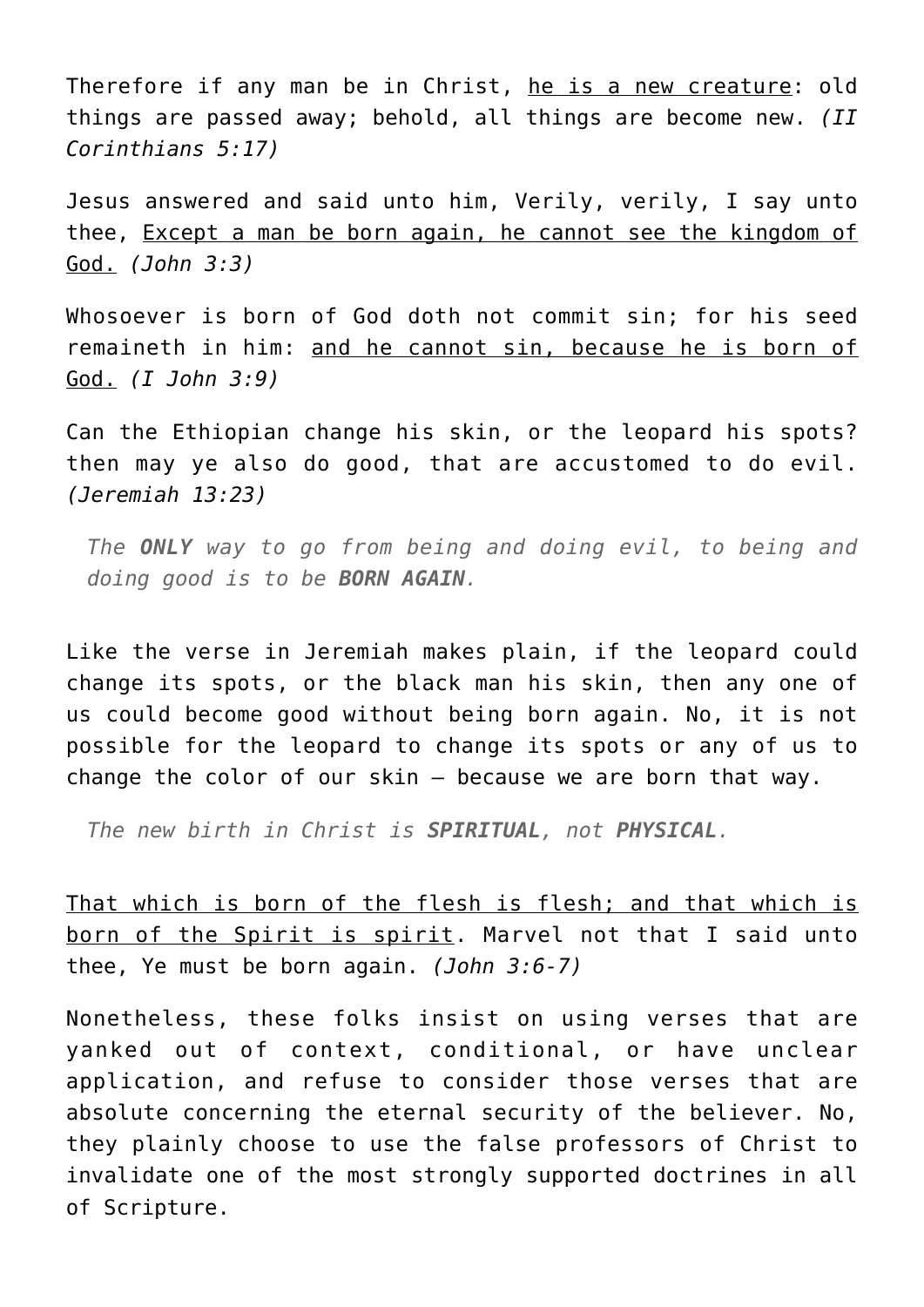Therefore if any man be in Christ, <u>he is a new creature</u>: old things are passed away; behold, all things are become new. *(II Corinthians 5:17)*

Jesus answered and said unto him, Verily, verily, I say unto thee, <u>Except a man be born again, he cannot see the kingdom of God.</u> *(John 3:3)*

Whosoever is born of God doth not commit sin; for his seed remaineth in him: <u>and he cannot sin, because he is born of God.</u> *(I John 3:9)*

Can the Ethiopian change his skin, or the leopard his spots? then may ye also do good, that are accustomed to do evil. *(Jeremiah 13:23)*

> *The **ONLY** way to go from being and doing evil, to being and doing good is to be **BORN AGAIN**.*

Like the verse in Jeremiah makes plain, if the leopard could change its spots, or the black man his skin, then any one of us could become good without being born again. No, it is not possible for the leopard to change its spots or any of us to change the color of our skin – because we are born that way.

> *The new birth in Christ is **SPIRITUAL**, not **PHYSICAL**.*

<u>That which is born of the flesh is flesh; and that which is born of the Spirit is spirit</u>. Marvel not that I said unto thee, Ye must be born again. *(John 3:6-7)*

Nonetheless, these folks insist on using verses that are yanked out of context, conditional, or have unclear application, and refuse to consider those verses that are absolute concerning the eternal security of the believer. No, they plainly choose to use the false professors of Christ to invalidate one of the most strongly supported doctrines in all of Scripture.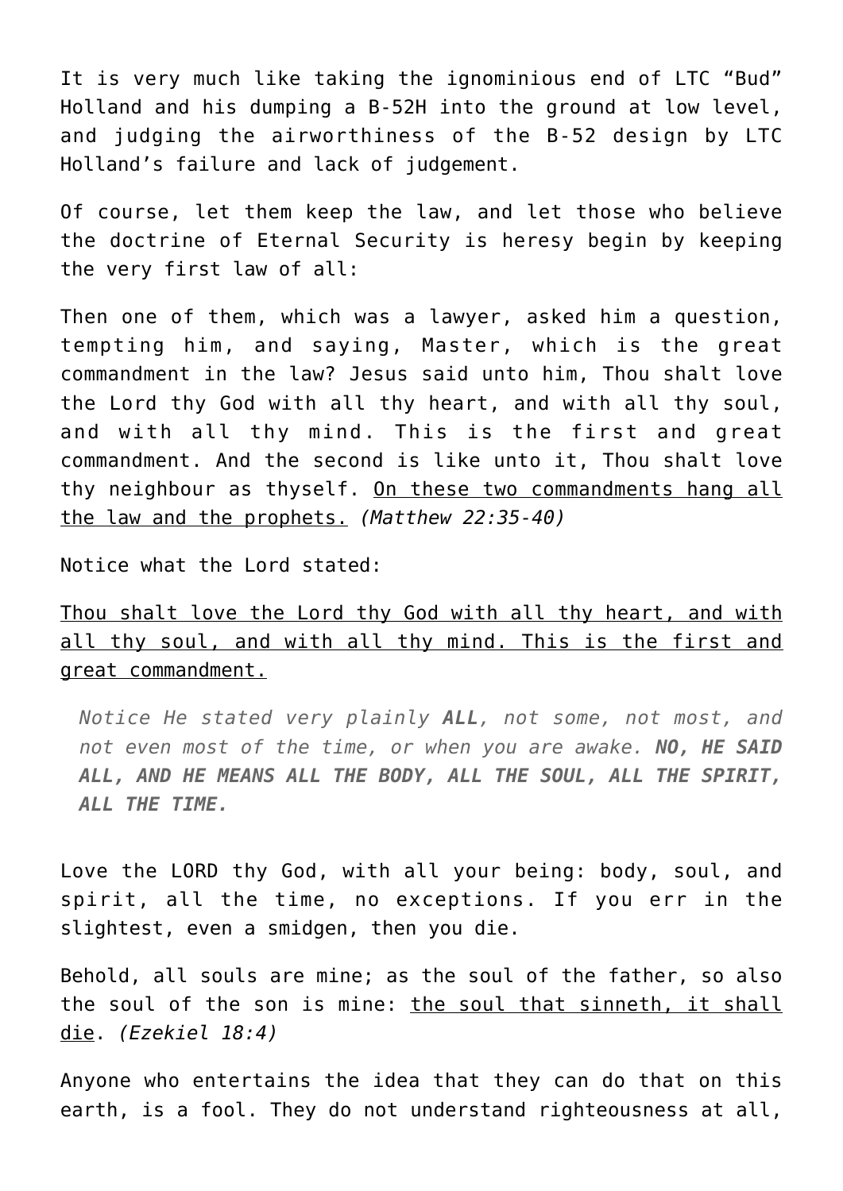It is very much like taking the ignominious end of LTC “Bud” Holland and his dumping a B-52H into the ground at low level, and judging the airworthiness of the B-52 design by LTC Holland’s failure and lack of judgement.

Of course, let them keep the law, and let those who believe the doctrine of Eternal Security is heresy begin by keeping the very first law of all:

Then one of them, which was a lawyer, asked him a question, tempting him, and saying, Master, which is the great commandment in the law? Jesus said unto him, Thou shalt love the Lord thy God with all thy heart, and with all thy soul, and with all thy mind. This is the first and great commandment. And the second is like unto it, Thou shalt love thy neighbour as thyself. <u>On these two commandments hang all the law and the prophets.</u> *(Matthew 22:35-40)*

Notice what the Lord stated:

<u>Thou shalt love the Lord thy God with all thy heart, and with all thy soul, and with all thy mind. This is the first and great commandment.</u>

> *Notice He stated very plainly **ALL**, not some, not most, and not even most of the time, or when you are awake. **NO, HE SAID ALL, AND HE MEANS ALL THE BODY, ALL THE SOUL, ALL THE SPIRIT, ALL THE TIME.***

Love the LORD thy God, with all your being: body, soul, and spirit, all the time, no exceptions. If you err in the slightest, even a smidgen, then you die.

Behold, all souls are mine; as the soul of the father, so also the soul of the son is mine: <u>the soul that sinneth, it shall die</u>. *(Ezekiel 18:4)*

Anyone who entertains the idea that they can do that on this earth, is a fool. They do not understand righteousness at all,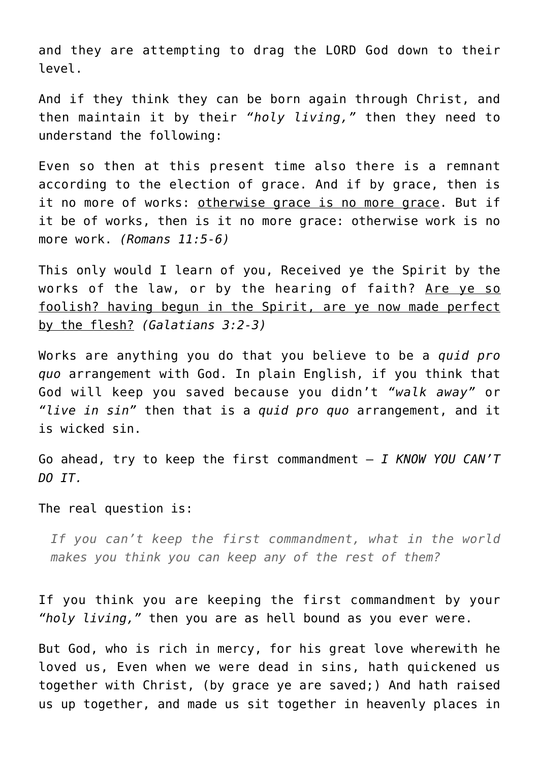and they are attempting to drag the LORD God down to their level.

And if they think they can be born again through Christ, and then maintain it by their *"holy living,"* then they need to understand the following:

Even so then at this present time also there is a remnant according to the election of grace. And if by grace, then is it no more of works: <u>otherwise grace is no more grace</u>. But if it be of works, then is it no more grace: otherwise work is no more work. *(Romans 11:5-6)*

This only would I learn of you, Received ye the Spirit by the works of the law, or by the hearing of faith? <u>Are ye so foolish? having begun in the Spirit, are ye now made perfect by the flesh?</u> *(Galatians 3:2-3)*

Works are anything you do that you believe to be a *quid pro quo* arrangement with God. In plain English, if you think that God will keep you saved because you didn't *"walk away"* or *"live in sin"* then that is a *quid pro quo* arrangement, and it is wicked sin.

Go ahead, try to keep the first commandment – *I KNOW YOU CAN'T DO IT.*

The real question is:

> *If you can't keep the first commandment, what in the world makes you think you can keep any of the rest of them?*

If you think you are keeping the first commandment by your *"holy living,"* then you are as hell bound as you ever were.

But God, who is rich in mercy, for his great love wherewith he loved us, Even when we were dead in sins, hath quickened us together with Christ, (by grace ye are saved;) And hath raised us up together, and made us sit together in heavenly places in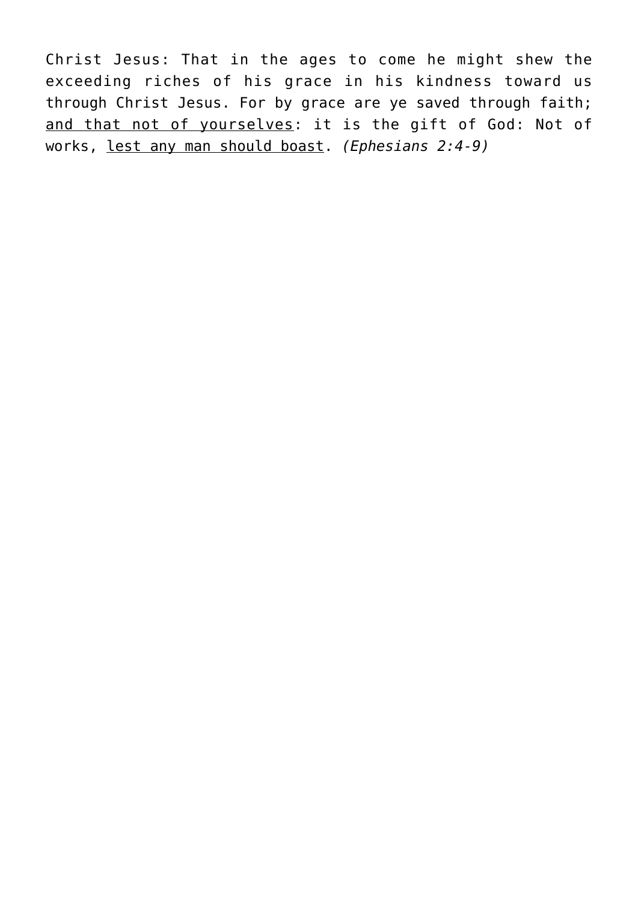Christ Jesus: That in the ages to come he might shew the exceeding riches of his grace in his kindness toward us through Christ Jesus. For by grace are ye saved through faith; <u>and that not of yourselves</u>: it is the gift of God: Not of works, <u>lest any man should boast</u>. *(Ephesians 2:4-9)*